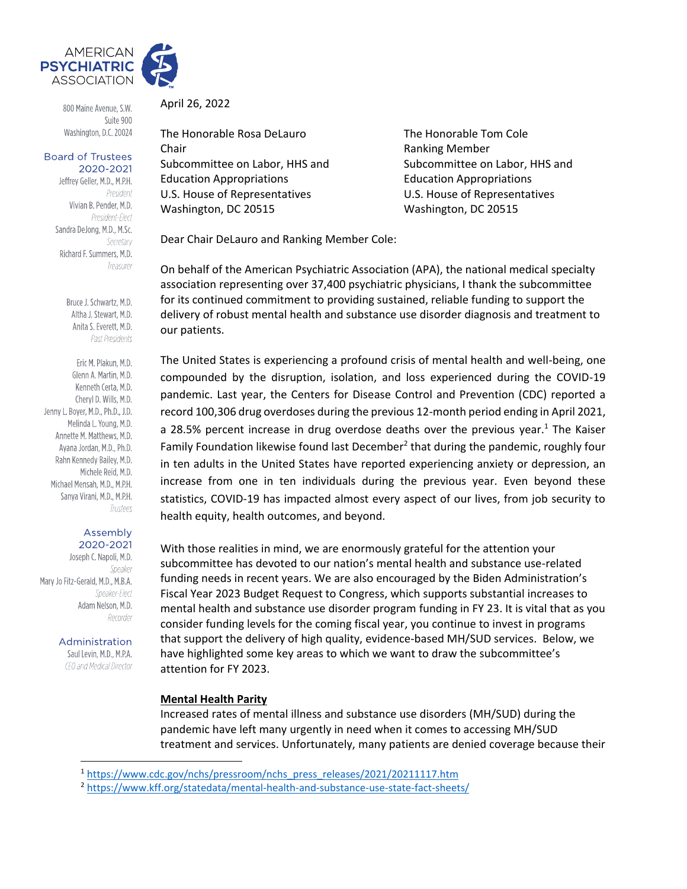AMERICAN PSYCHIATRIC ASSOCIATION

800 Maine Avenue, S.W.
Suite 900
Washington, D.C. 20024

**Board of Trustees 2020-2021**

Jeffrey Geller, M.D., M.P.H.
*President*
Vivian B. Pender, M.D.
*President-Elect*
Sandra DeJong, M.D., M.Sc.
*Secretary*
Richard F. Summers, M.D.
*Treasurer*

Bruce J. Schwartz, M.D.
Altha J. Stewart, M.D.
Anita S. Everett, M.D.
*Past Presidents*

Eric M. Plakun, M.D.
Glenn A. Martin, M.D.
Kenneth Certa, M.D.
Cheryl D. Wills, M.D.
Jenny L. Boyer, M.D., Ph.D., J.D.
Melinda L. Young, M.D.
Annette M. Matthews, M.D.
Ayana Jordan, M.D., Ph.D.
Rahn Kennedy Bailey, M.D.
Michele Reid, M.D.
Michael Mensah, M.D., M.P.H.
Sanya Virani, M.D., M.P.H.
*Trustees*

**Assembly 2020-2021**

Joseph C. Napoli, M.D.
*Speaker*
Mary Jo Fitz-Gerald, M.D., M.B.A.
*Speaker-Elect*
Adam Nelson, M.D.
*Recorder*

**Administration**

Saul Levin, M.D., M.P.A.
*CEO and Medical Director*

April 26, 2022

The Honorable Rosa DeLauro
Chair
Subcommittee on Labor, HHS and Education Appropriations
U.S. House of Representatives
Washington, DC 20515

The Honorable Tom Cole
Ranking Member
Subcommittee on Labor, HHS and Education Appropriations
U.S. House of Representatives
Washington, DC 20515

Dear Chair DeLauro and Ranking Member Cole:

On behalf of the American Psychiatric Association (APA), the national medical specialty association representing over 37,400 psychiatric physicians, I thank the subcommittee for its continued commitment to providing sustained, reliable funding to support the delivery of robust mental health and substance use disorder diagnosis and treatment to our patients.

The United States is experiencing a profound crisis of mental health and well-being, one compounded by the disruption, isolation, and loss experienced during the COVID-19 pandemic. Last year, the Centers for Disease Control and Prevention (CDC) reported a record 100,306 drug overdoses during the previous 12-month period ending in April 2021, a 28.5% percent increase in drug overdose deaths over the previous year.[1] The Kaiser Family Foundation likewise found last December[2] that during the pandemic, roughly four in ten adults in the United States have reported experiencing anxiety or depression, an increase from one in ten individuals during the previous year. Even beyond these statistics, COVID-19 has impacted almost every aspect of our lives, from job security to health equity, health outcomes, and beyond.

With those realities in mind, we are enormously grateful for the attention your subcommittee has devoted to our nation's mental health and substance use-related funding needs in recent years. We are also encouraged by the Biden Administration's Fiscal Year 2023 Budget Request to Congress, which supports substantial increases to mental health and substance use disorder program funding in FY 23. It is vital that as you consider funding levels for the coming fiscal year, you continue to invest in programs that support the delivery of high quality, evidence-based MH/SUD services. Below, we have highlighted some key areas to which we want to draw the subcommittee's attention for FY 2023.

**Mental Health Parity**

Increased rates of mental illness and substance use disorders (MH/SUD) during the pandemic have left many urgently in need when it comes to accessing MH/SUD treatment and services. Unfortunately, many patients are denied coverage because their

[1] https://www.cdc.gov/nchs/pressroom/nchs_press_releases/2021/20211117.htm

[2] https://www.kff.org/statedata/mental-health-and-substance-use-state-fact-sheets/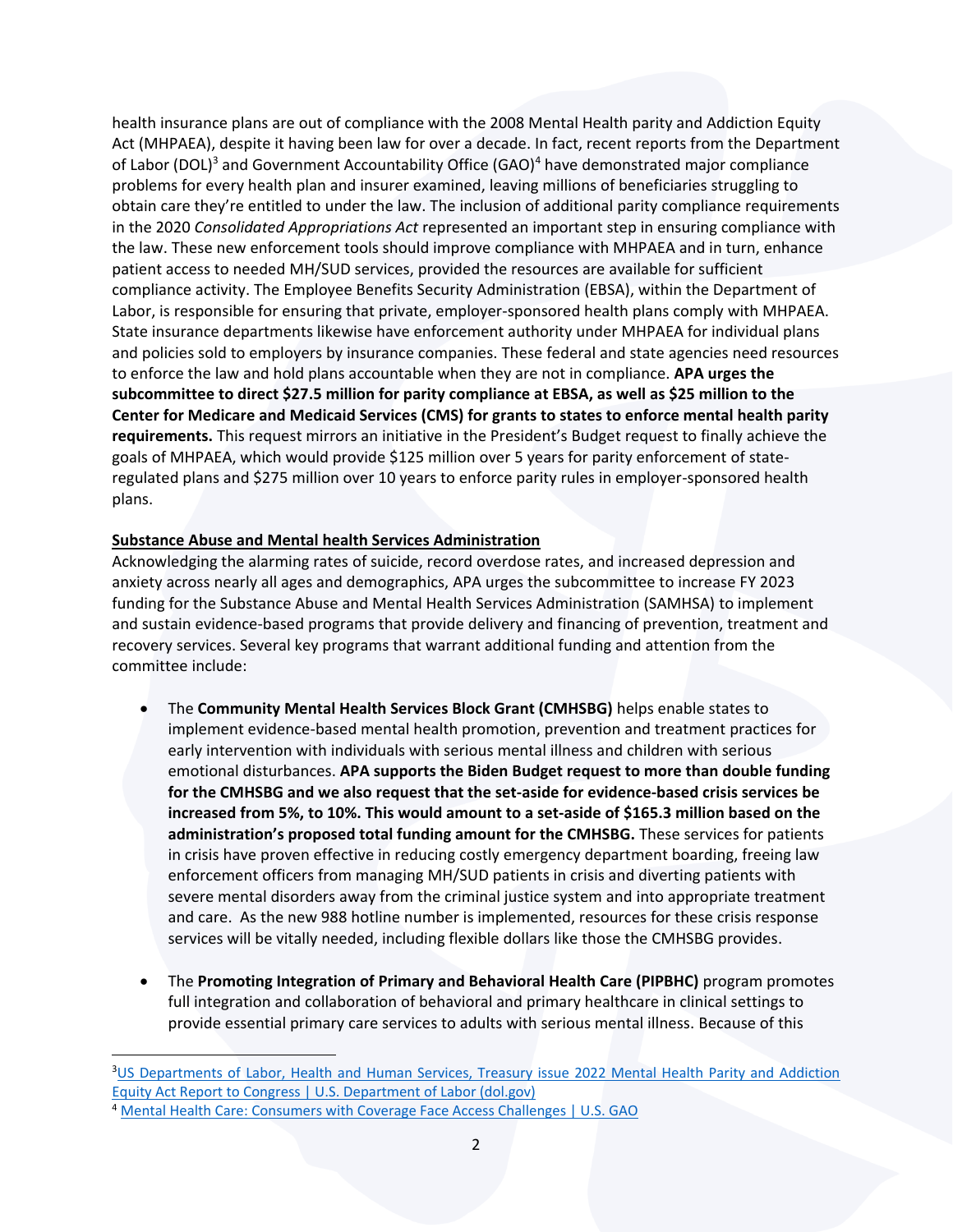health insurance plans are out of compliance with the 2008 Mental Health parity and Addiction Equity Act (MHPAEA), despite it having been law for over a decade. In fact, recent reports from the Department of Labor (DOL)[3] and Government Accountability Office (GAO)[4] have demonstrated major compliance problems for every health plan and insurer examined, leaving millions of beneficiaries struggling to obtain care they're entitled to under the law. The inclusion of additional parity compliance requirements in the 2020 *Consolidated Appropriations Act* represented an important step in ensuring compliance with the law. These new enforcement tools should improve compliance with MHPAEA and in turn, enhance patient access to needed MH/SUD services, provided the resources are available for sufficient compliance activity. The Employee Benefits Security Administration (EBSA), within the Department of Labor, is responsible for ensuring that private, employer-sponsored health plans comply with MHPAEA. State insurance departments likewise have enforcement authority under MHPAEA for individual plans and policies sold to employers by insurance companies. These federal and state agencies need resources to enforce the law and hold plans accountable when they are not in compliance. **APA urges the subcommittee to direct $27.5 million for parity compliance at EBSA, as well as $25 million to the Center for Medicare and Medicaid Services (CMS) for grants to states to enforce mental health parity requirements.** This request mirrors an initiative in the President's Budget request to finally achieve the goals of MHPAEA, which would provide $125 million over 5 years for parity enforcement of state-regulated plans and $275 million over 10 years to enforce parity rules in employer-sponsored health plans.

**Substance Abuse and Mental health Services Administration**

Acknowledging the alarming rates of suicide, record overdose rates, and increased depression and anxiety across nearly all ages and demographics, APA urges the subcommittee to increase FY 2023 funding for the Substance Abuse and Mental Health Services Administration (SAMHSA) to implement and sustain evidence-based programs that provide delivery and financing of prevention, treatment and recovery services. Several key programs that warrant additional funding and attention from the committee include:

- The **Community Mental Health Services Block Grant (CMHSBG)** helps enable states to implement evidence-based mental health promotion, prevention and treatment practices for early intervention with individuals with serious mental illness and children with serious emotional disturbances. **APA supports the Biden Budget request to more than double funding for the CMHSBG and we also request that the set-aside for evidence-based crisis services be increased from 5%, to 10%. This would amount to a set-aside of $165.3 million based on the administration's proposed total funding amount for the CMHSBG.** These services for patients in crisis have proven effective in reducing costly emergency department boarding, freeing law enforcement officers from managing MH/SUD patients in crisis and diverting patients with severe mental disorders away from the criminal justice system and into appropriate treatment and care. As the new 988 hotline number is implemented, resources for these crisis response services will be vitally needed, including flexible dollars like those the CMHSBG provides.

- The **Promoting Integration of Primary and Behavioral Health Care (PIPBHC)** program promotes full integration and collaboration of behavioral and primary healthcare in clinical settings to provide essential primary care services to adults with serious mental illness. Because of this

---

[3] US Departments of Labor, Health and Human Services, Treasury issue 2022 Mental Health Parity and Addiction Equity Act Report to Congress | U.S. Department of Labor (dol.gov)

[4] Mental Health Care: Consumers with Coverage Face Access Challenges | U.S. GAO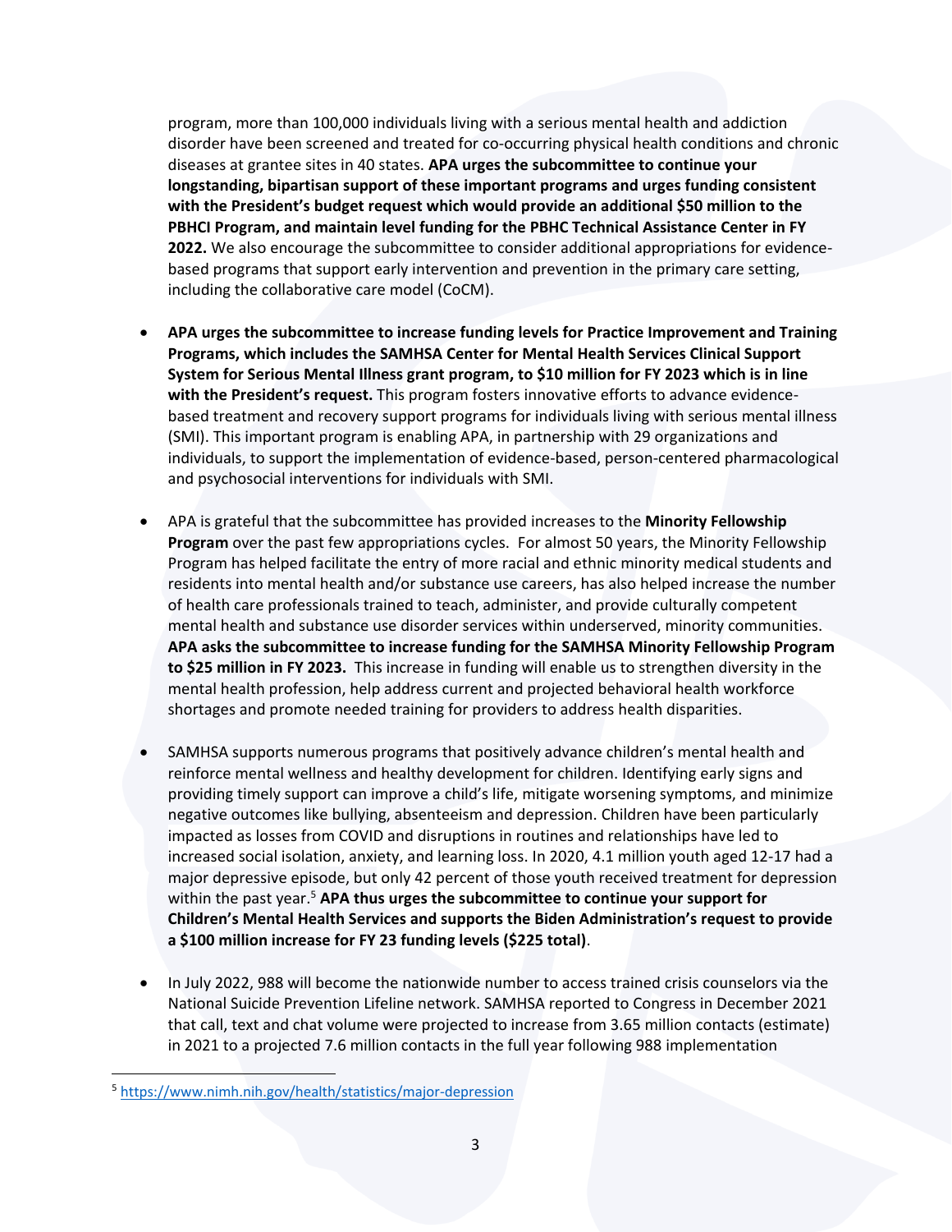program, more than 100,000 individuals living with a serious mental health and addiction disorder have been screened and treated for co-occurring physical health conditions and chronic diseases at grantee sites in 40 states. **APA urges the subcommittee to continue your longstanding, bipartisan support of these important programs and urges funding consistent with the President's budget request which would provide an additional $50 million to the PBHCI Program, and maintain level funding for the PBHC Technical Assistance Center in FY 2022.** We also encourage the subcommittee to consider additional appropriations for evidence-based programs that support early intervention and prevention in the primary care setting, including the collaborative care model (CoCM).

- **APA urges the subcommittee to increase funding levels for Practice Improvement and Training Programs, which includes the SAMHSA Center for Mental Health Services Clinical Support System for Serious Mental Illness grant program, to $10 million for FY 2023 which is in line with the President's request.** This program fosters innovative efforts to advance evidence-based treatment and recovery support programs for individuals living with serious mental illness (SMI). This important program is enabling APA, in partnership with 29 organizations and individuals, to support the implementation of evidence-based, person-centered pharmacological and psychosocial interventions for individuals with SMI.

- APA is grateful that the subcommittee has provided increases to the **Minority Fellowship Program** over the past few appropriations cycles. For almost 50 years, the Minority Fellowship Program has helped facilitate the entry of more racial and ethnic minority medical students and residents into mental health and/or substance use careers, has also helped increase the number of health care professionals trained to teach, administer, and provide culturally competent mental health and substance use disorder services within underserved, minority communities. **APA asks the subcommittee to increase funding for the SAMHSA Minority Fellowship Program to $25 million in FY 2023.** This increase in funding will enable us to strengthen diversity in the mental health profession, help address current and projected behavioral health workforce shortages and promote needed training for providers to address health disparities.

- SAMHSA supports numerous programs that positively advance children's mental health and reinforce mental wellness and healthy development for children. Identifying early signs and providing timely support can improve a child's life, mitigate worsening symptoms, and minimize negative outcomes like bullying, absenteeism and depression. Children have been particularly impacted as losses from COVID and disruptions in routines and relationships have led to increased social isolation, anxiety, and learning loss. In 2020, 4.1 million youth aged 12-17 had a major depressive episode, but only 42 percent of those youth received treatment for depression within the past year.[5] **APA thus urges the subcommittee to continue your support for Children's Mental Health Services and supports the Biden Administration's request to provide a $100 million increase for FY 23 funding levels ($225 total)**.

- In July 2022, 988 will become the nationwide number to access trained crisis counselors via the National Suicide Prevention Lifeline network. SAMHSA reported to Congress in December 2021 that call, text and chat volume were projected to increase from 3.65 million contacts (estimate) in 2021 to a projected 7.6 million contacts in the full year following 988 implementation

[5] https://www.nimh.nih.gov/health/statistics/major-depression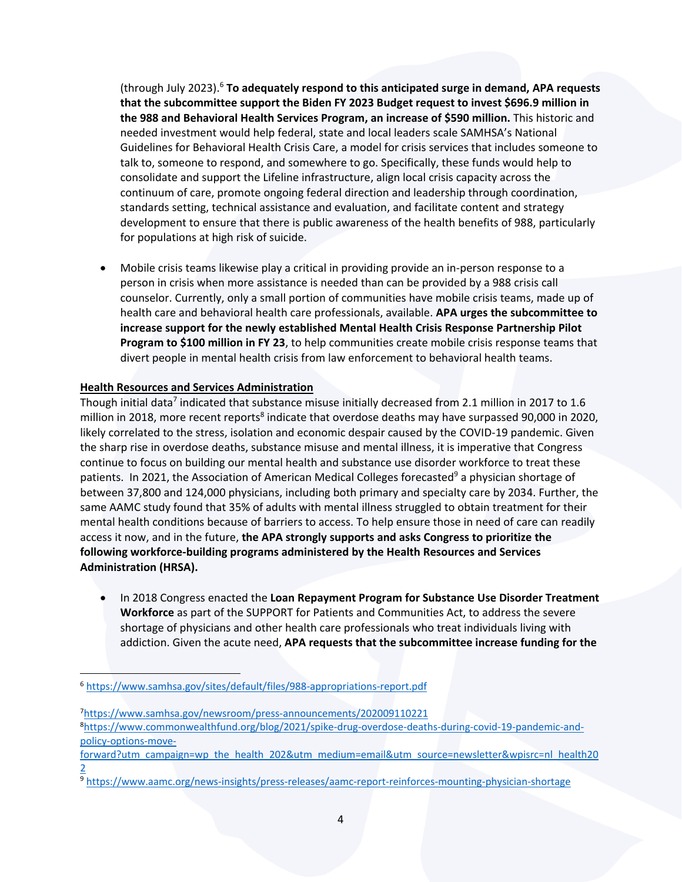(through July 2023).[6] **To adequately respond to this anticipated surge in demand, APA requests that the subcommittee support the Biden FY 2023 Budget request to invest $696.9 million in the 988 and Behavioral Health Services Program, an increase of $590 million.** This historic and needed investment would help federal, state and local leaders scale SAMHSA's National Guidelines for Behavioral Health Crisis Care, a model for crisis services that includes someone to talk to, someone to respond, and somewhere to go. Specifically, these funds would help to consolidate and support the Lifeline infrastructure, align local crisis capacity across the continuum of care, promote ongoing federal direction and leadership through coordination, standards setting, technical assistance and evaluation, and facilitate content and strategy development to ensure that there is public awareness of the health benefits of 988, particularly for populations at high risk of suicide.

- Mobile crisis teams likewise play a critical in providing provide an in-person response to a person in crisis when more assistance is needed than can be provided by a 988 crisis call counselor. Currently, only a small portion of communities have mobile crisis teams, made up of health care and behavioral health care professionals, available. **APA urges the subcommittee to increase support for the newly established Mental Health Crisis Response Partnership Pilot Program to $100 million in FY 23**, to help communities create mobile crisis response teams that divert people in mental health crisis from law enforcement to behavioral health teams.

**Health Resources and Services Administration**

Though initial data[7] indicated that substance misuse initially decreased from 2.1 million in 2017 to 1.6 million in 2018, more recent reports[8] indicate that overdose deaths may have surpassed 90,000 in 2020, likely correlated to the stress, isolation and economic despair caused by the COVID-19 pandemic. Given the sharp rise in overdose deaths, substance misuse and mental illness, it is imperative that Congress continue to focus on building our mental health and substance use disorder workforce to treat these patients. In 2021, the Association of American Medical Colleges forecasted[9] a physician shortage of between 37,800 and 124,000 physicians, including both primary and specialty care by 2034. Further, the same AAMC study found that 35% of adults with mental illness struggled to obtain treatment for their mental health conditions because of barriers to access. To help ensure those in need of care can readily access it now, and in the future, **the APA strongly supports and asks Congress to prioritize the following workforce-building programs administered by the Health Resources and Services Administration (HRSA).**

- In 2018 Congress enacted the **Loan Repayment Program for Substance Use Disorder Treatment Workforce** as part of the SUPPORT for Patients and Communities Act, to address the severe shortage of physicians and other health care professionals who treat individuals living with addiction. Given the acute need, **APA requests that the subcommittee increase funding for the**

---

[6] https://www.samhsa.gov/sites/default/files/988-appropriations-report.pdf

[7] https://www.samhsa.gov/newsroom/press-announcements/202009110221

[8] https://www.commonwealthfund.org/blog/2021/spike-drug-overdose-deaths-during-covid-19-pandemic-and-policy-options-move-forward?utm_campaign=wp_the_health_202&utm_medium=email&utm_source=newsletter&wpisrc=nl_health202

[9] https://www.aamc.org/news-insights/press-releases/aamc-report-reinforces-mounting-physician-shortage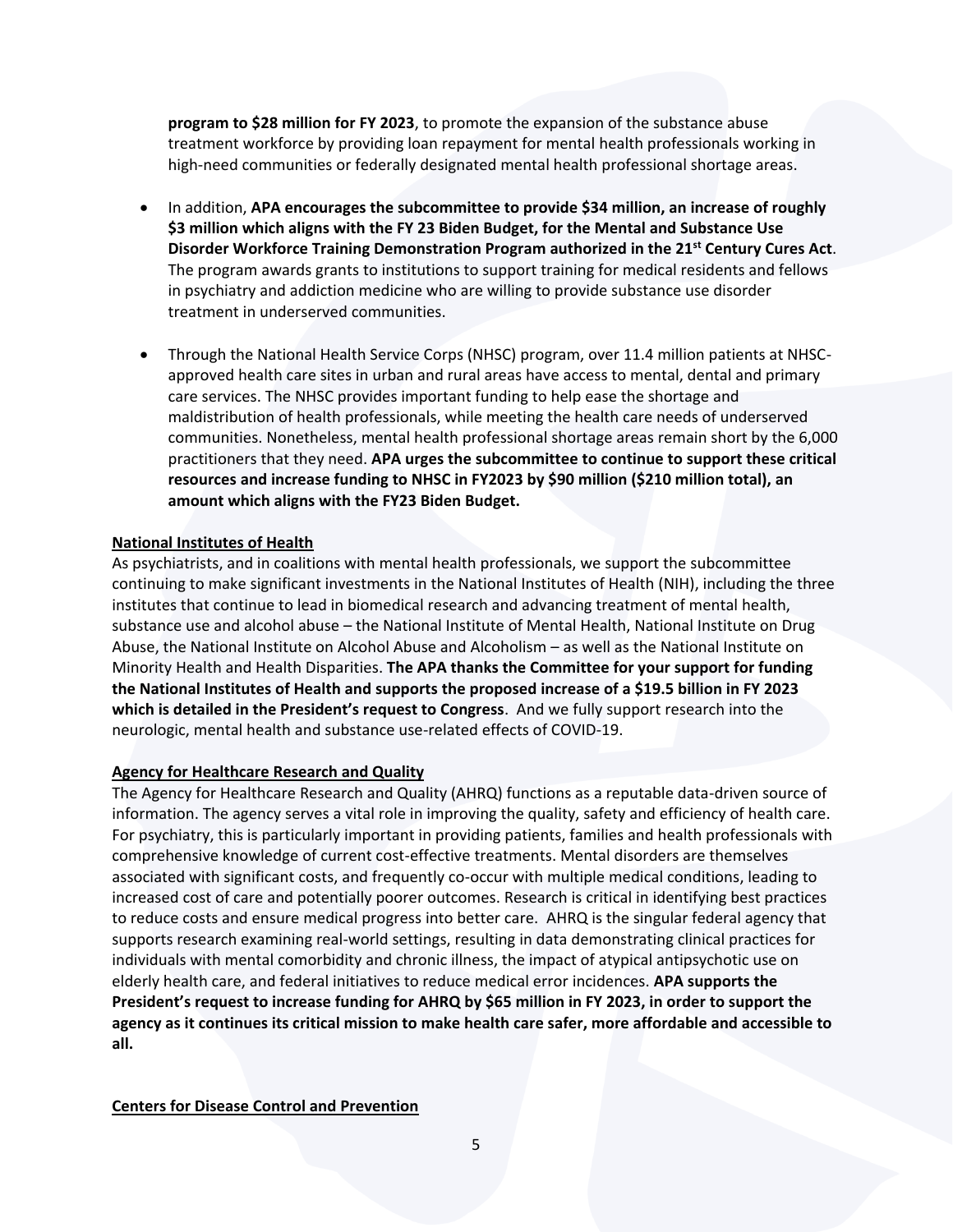**program to $28 million for FY 2023**, to promote the expansion of the substance abuse treatment workforce by providing loan repayment for mental health professionals working in high-need communities or federally designated mental health professional shortage areas.

- In addition, **APA encourages the subcommittee to provide $34 million, an increase of roughly $3 million which aligns with the FY 23 Biden Budget, for the Mental and Substance Use Disorder Workforce Training Demonstration Program authorized in the 21st Century Cures Act**. The program awards grants to institutions to support training for medical residents and fellows in psychiatry and addiction medicine who are willing to provide substance use disorder treatment in underserved communities.

- Through the National Health Service Corps (NHSC) program, over 11.4 million patients at NHSC-approved health care sites in urban and rural areas have access to mental, dental and primary care services. The NHSC provides important funding to help ease the shortage and maldistribution of health professionals, while meeting the health care needs of underserved communities. Nonetheless, mental health professional shortage areas remain short by the 6,000 practitioners that they need. **APA urges the subcommittee to continue to support these critical resources and increase funding to NHSC in FY2023 by $90 million ($210 million total), an amount which aligns with the FY23 Biden Budget.**

**National Institutes of Health**

As psychiatrists, and in coalitions with mental health professionals, we support the subcommittee continuing to make significant investments in the National Institutes of Health (NIH), including the three institutes that continue to lead in biomedical research and advancing treatment of mental health, substance use and alcohol abuse – the National Institute of Mental Health, National Institute on Drug Abuse, the National Institute on Alcohol Abuse and Alcoholism – as well as the National Institute on Minority Health and Health Disparities. **The APA thanks the Committee for your support for funding the National Institutes of Health and supports the proposed increase of a $19.5 billion in FY 2023 which is detailed in the President's request to Congress**. And we fully support research into the neurologic, mental health and substance use-related effects of COVID-19.

**Agency for Healthcare Research and Quality**

The Agency for Healthcare Research and Quality (AHRQ) functions as a reputable data-driven source of information. The agency serves a vital role in improving the quality, safety and efficiency of health care. For psychiatry, this is particularly important in providing patients, families and health professionals with comprehensive knowledge of current cost-effective treatments. Mental disorders are themselves associated with significant costs, and frequently co-occur with multiple medical conditions, leading to increased cost of care and potentially poorer outcomes. Research is critical in identifying best practices to reduce costs and ensure medical progress into better care. AHRQ is the singular federal agency that supports research examining real-world settings, resulting in data demonstrating clinical practices for individuals with mental comorbidity and chronic illness, the impact of atypical antipsychotic use on elderly health care, and federal initiatives to reduce medical error incidences. **APA supports the President's request to increase funding for AHRQ by $65 million in FY 2023, in order to support the agency as it continues its critical mission to make health care safer, more affordable and accessible to all.**

**Centers for Disease Control and Prevention**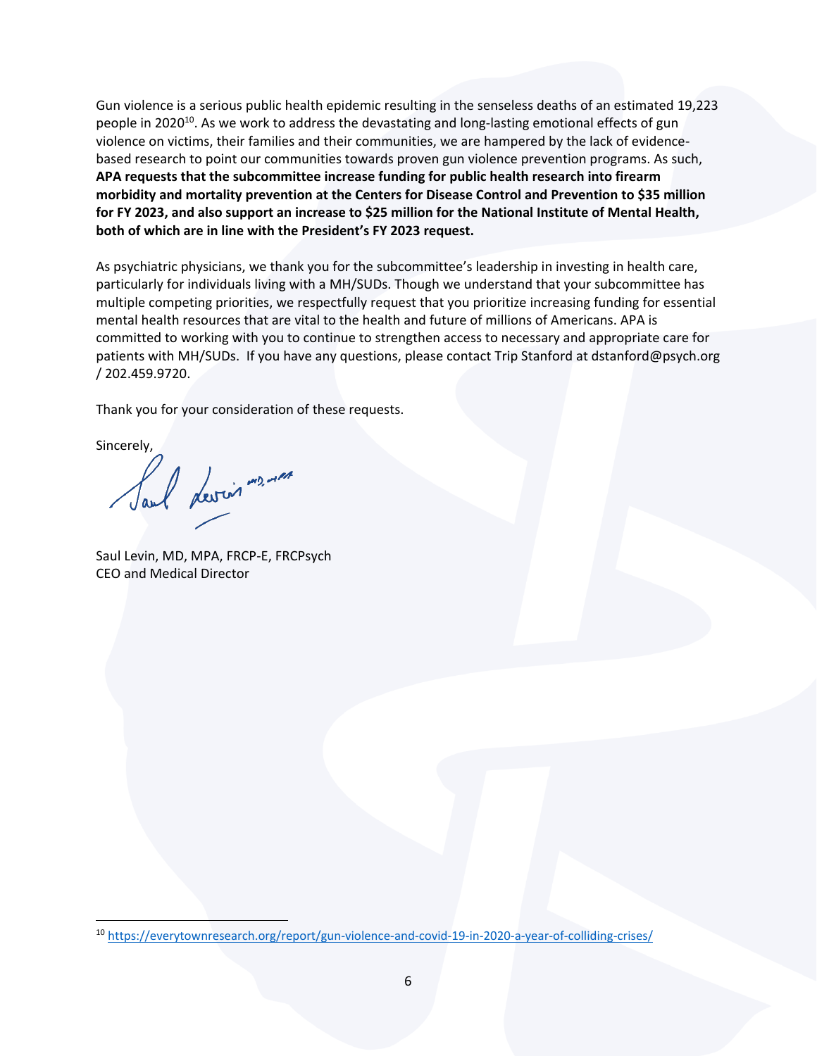Gun violence is a serious public health epidemic resulting in the senseless deaths of an estimated 19,223 people in 2020[10]. As we work to address the devastating and long-lasting emotional effects of gun violence on victims, their families and their communities, we are hampered by the lack of evidence-based research to point our communities towards proven gun violence prevention programs. As such, **APA requests that the subcommittee increase funding for public health research into firearm morbidity and mortality prevention at the Centers for Disease Control and Prevention to $35 million for FY 2023, and also support an increase to $25 million for the National Institute of Mental Health, both of which are in line with the President's FY 2023 request.**

As psychiatric physicians, we thank you for the subcommittee's leadership in investing in health care, particularly for individuals living with a MH/SUDs. Though we understand that your subcommittee has multiple competing priorities, we respectfully request that you prioritize increasing funding for essential mental health resources that are vital to the health and future of millions of Americans. APA is committed to working with you to continue to strengthen access to necessary and appropriate care for patients with MH/SUDs. If you have any questions, please contact Trip Stanford at dstanford@psych.org / 202.459.9720.

Thank you for your consideration of these requests.

Sincerely,

Saul Levin, MD, MPA, FRCP-E, FRCPsych
CEO and Medical Director

[10] https://everytownresearch.org/report/gun-violence-and-covid-19-in-2020-a-year-of-colliding-crises/